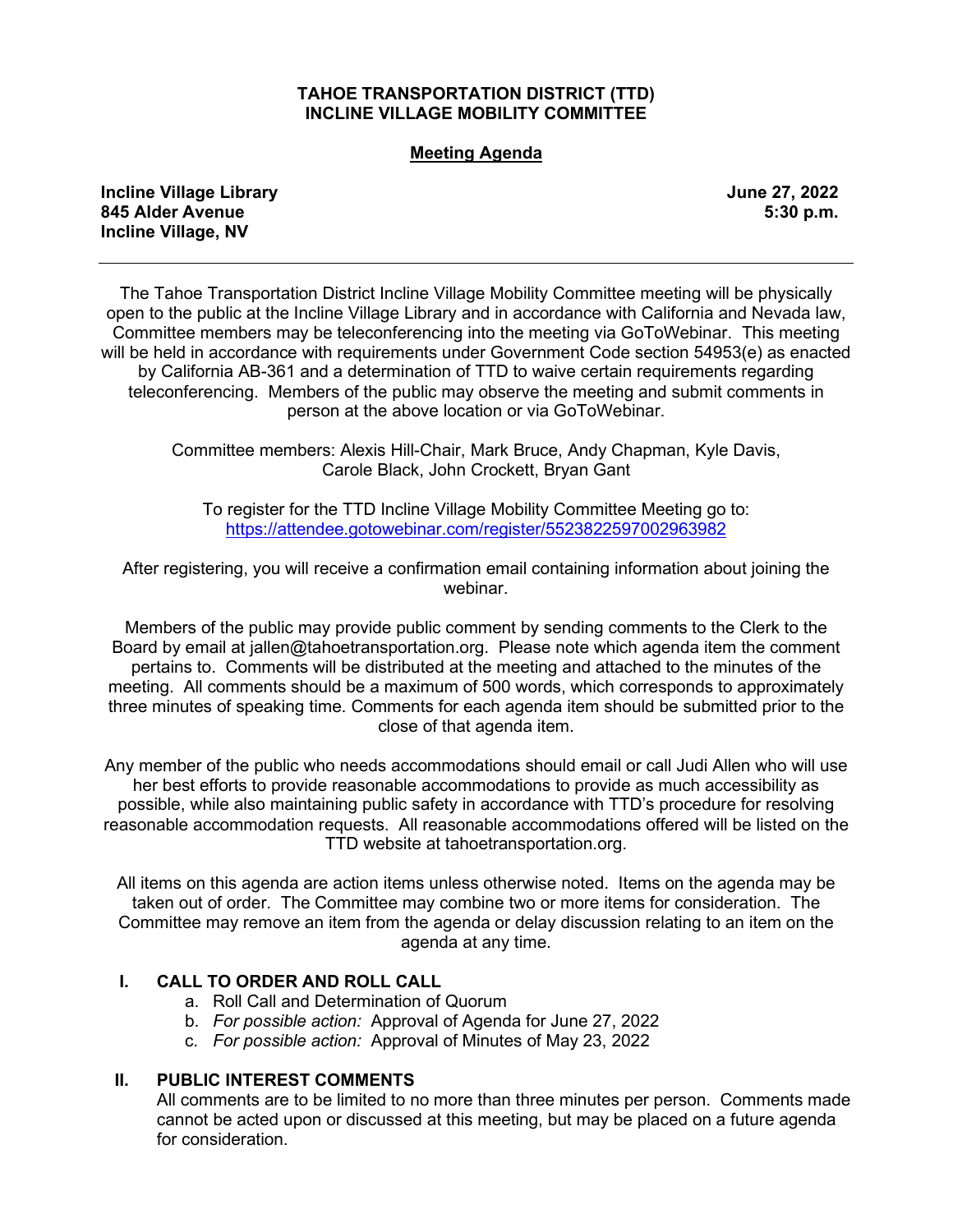**TAHOE TRANSPORTATION DISTRICT (TTD)**
**INCLINE VILLAGE MOBILITY COMMITTEE**

**Meeting Agenda**

**Incline Village Library**
**845 Alder Avenue**
**Incline Village, NV**

**June 27, 2022**
**5:30 p.m.**

---

The Tahoe Transportation District Incline Village Mobility Committee meeting will be physically open to the public at the Incline Village Library and in accordance with California and Nevada law, Committee members may be teleconferencing into the meeting via GoToWebinar. This meeting will be held in accordance with requirements under Government Code section 54953(e) as enacted by California AB-361 and a determination of TTD to waive certain requirements regarding teleconferencing. Members of the public may observe the meeting and submit comments in person at the above location or via GoToWebinar.

Committee members: Alexis Hill-Chair, Mark Bruce, Andy Chapman, Kyle Davis, Carole Black, John Crockett, Bryan Gant

To register for the TTD Incline Village Mobility Committee Meeting go to:
https://attendee.gotowebinar.com/register/5523822597002963982

After registering, you will receive a confirmation email containing information about joining the webinar.

Members of the public may provide public comment by sending comments to the Clerk to the Board by email at jallen@tahoetransportation.org. Please note which agenda item the comment pertains to. Comments will be distributed at the meeting and attached to the minutes of the meeting. All comments should be a maximum of 500 words, which corresponds to approximately three minutes of speaking time. Comments for each agenda item should be submitted prior to the close of that agenda item.

Any member of the public who needs accommodations should email or call Judi Allen who will use her best efforts to provide reasonable accommodations to provide as much accessibility as possible, while also maintaining public safety in accordance with TTD's procedure for resolving reasonable accommodation requests. All reasonable accommodations offered will be listed on the TTD website at tahoetransportation.org.

All items on this agenda are action items unless otherwise noted. Items on the agenda may be taken out of order. The Committee may combine two or more items for consideration. The Committee may remove an item from the agenda or delay discussion relating to an item on the agenda at any time.

## I. CALL TO ORDER AND ROLL CALL

a. Roll Call and Determination of Quorum
b. *For possible action:* Approval of Agenda for June 27, 2022
c. *For possible action:* Approval of Minutes of May 23, 2022

## II. PUBLIC INTEREST COMMENTS

All comments are to be limited to no more than three minutes per person. Comments made cannot be acted upon or discussed at this meeting, but may be placed on a future agenda for consideration.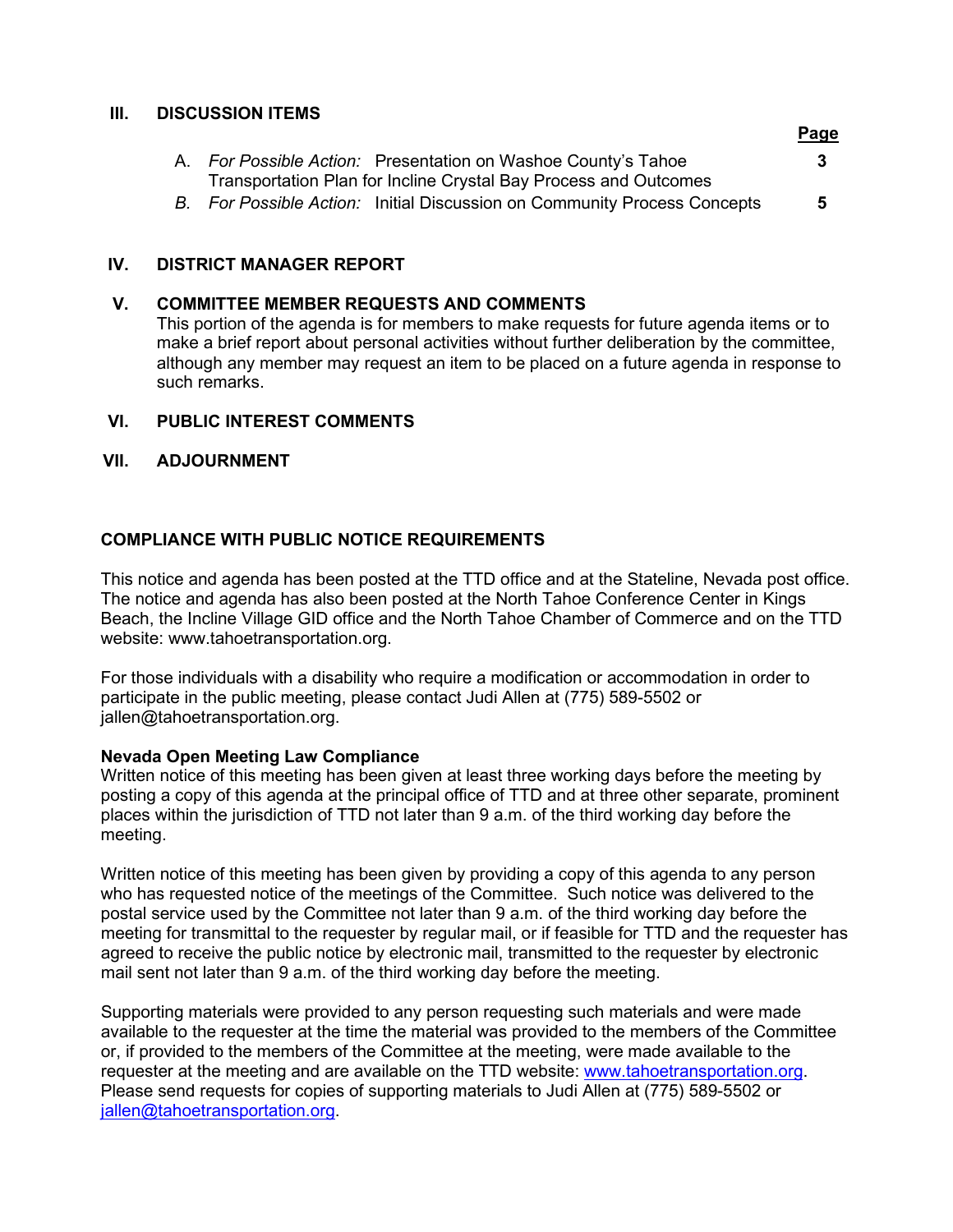## III. DISCUSSION ITEMS

| | | Page |
|---|---|---|
| A. | *For Possible Action:* Presentation on Washoe County's Tahoe Transportation Plan for Incline Crystal Bay Process and Outcomes | 3 |
| *B.* | *For Possible Action:* Initial Discussion on Community Process Concepts | 5 |

## IV. DISTRICT MANAGER REPORT

## V. COMMITTEE MEMBER REQUESTS AND COMMENTS

This portion of the agenda is for members to make requests for future agenda items or to make a brief report about personal activities without further deliberation by the committee, although any member may request an item to be placed on a future agenda in response to such remarks.

## VI. PUBLIC INTEREST COMMENTS

## VII. ADJOURNMENT

## COMPLIANCE WITH PUBLIC NOTICE REQUIREMENTS

This notice and agenda has been posted at the TTD office and at the Stateline, Nevada post office. The notice and agenda has also been posted at the North Tahoe Conference Center in Kings Beach, the Incline Village GID office and the North Tahoe Chamber of Commerce and on the TTD website: www.tahoetransportation.org.

For those individuals with a disability who require a modification or accommodation in order to participate in the public meeting, please contact Judi Allen at (775) 589-5502 or jallen@tahoetransportation.org.

**Nevada Open Meeting Law Compliance**

Written notice of this meeting has been given at least three working days before the meeting by posting a copy of this agenda at the principal office of TTD and at three other separate, prominent places within the jurisdiction of TTD not later than 9 a.m. of the third working day before the meeting.

Written notice of this meeting has been given by providing a copy of this agenda to any person who has requested notice of the meetings of the Committee. Such notice was delivered to the postal service used by the Committee not later than 9 a.m. of the third working day before the meeting for transmittal to the requester by regular mail, or if feasible for TTD and the requester has agreed to receive the public notice by electronic mail, transmitted to the requester by electronic mail sent not later than 9 a.m. of the third working day before the meeting.

Supporting materials were provided to any person requesting such materials and were made available to the requester at the time the material was provided to the members of the Committee or, if provided to the members of the Committee at the meeting, were made available to the requester at the meeting and are available on the TTD website: www.tahoetransportation.org. Please send requests for copies of supporting materials to Judi Allen at (775) 589-5502 or jallen@tahoetransportation.org.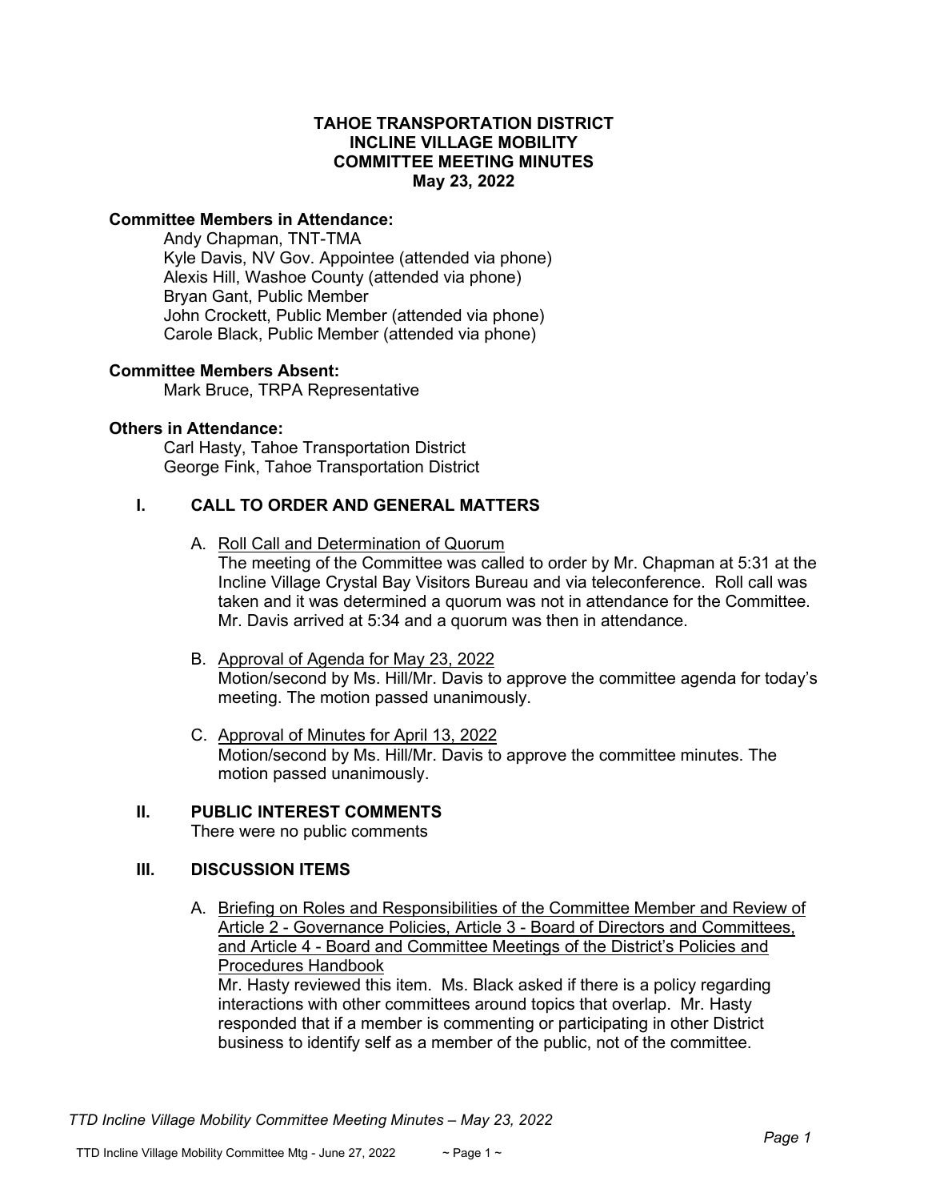**TAHOE TRANSPORTATION DISTRICT**
**INCLINE VILLAGE MOBILITY**
**COMMITTEE MEETING MINUTES**
**May 23, 2022**

**Committee Members in Attendance:**

Andy Chapman, TNT-TMA
Kyle Davis, NV Gov. Appointee (attended via phone)
Alexis Hill, Washoe County (attended via phone)
Bryan Gant, Public Member
John Crockett, Public Member (attended via phone)
Carole Black, Public Member (attended via phone)

**Committee Members Absent:**

Mark Bruce, TRPA Representative

**Others in Attendance:**

Carl Hasty, Tahoe Transportation District
George Fink, Tahoe Transportation District

## I. CALL TO ORDER AND GENERAL MATTERS

A. Roll Call and Determination of Quorum

The meeting of the Committee was called to order by Mr. Chapman at 5:31 at the Incline Village Crystal Bay Visitors Bureau and via teleconference. Roll call was taken and it was determined a quorum was not in attendance for the Committee. Mr. Davis arrived at 5:34 and a quorum was then in attendance.

B. Approval of Agenda for May 23, 2022

Motion/second by Ms. Hill/Mr. Davis to approve the committee agenda for today's meeting. The motion passed unanimously.

C. Approval of Minutes for April 13, 2022

Motion/second by Ms. Hill/Mr. Davis to approve the committee minutes. The motion passed unanimously.

## II. PUBLIC INTEREST COMMENTS

There were no public comments

## III. DISCUSSION ITEMS

A. Briefing on Roles and Responsibilities of the Committee Member and Review of Article 2 - Governance Policies, Article 3 - Board of Directors and Committees, and Article 4 - Board and Committee Meetings of the District's Policies and Procedures Handbook

Mr. Hasty reviewed this item. Ms. Black asked if there is a policy regarding interactions with other committees around topics that overlap. Mr. Hasty responded that if a member is commenting or participating in other District business to identify self as a member of the public, not of the committee.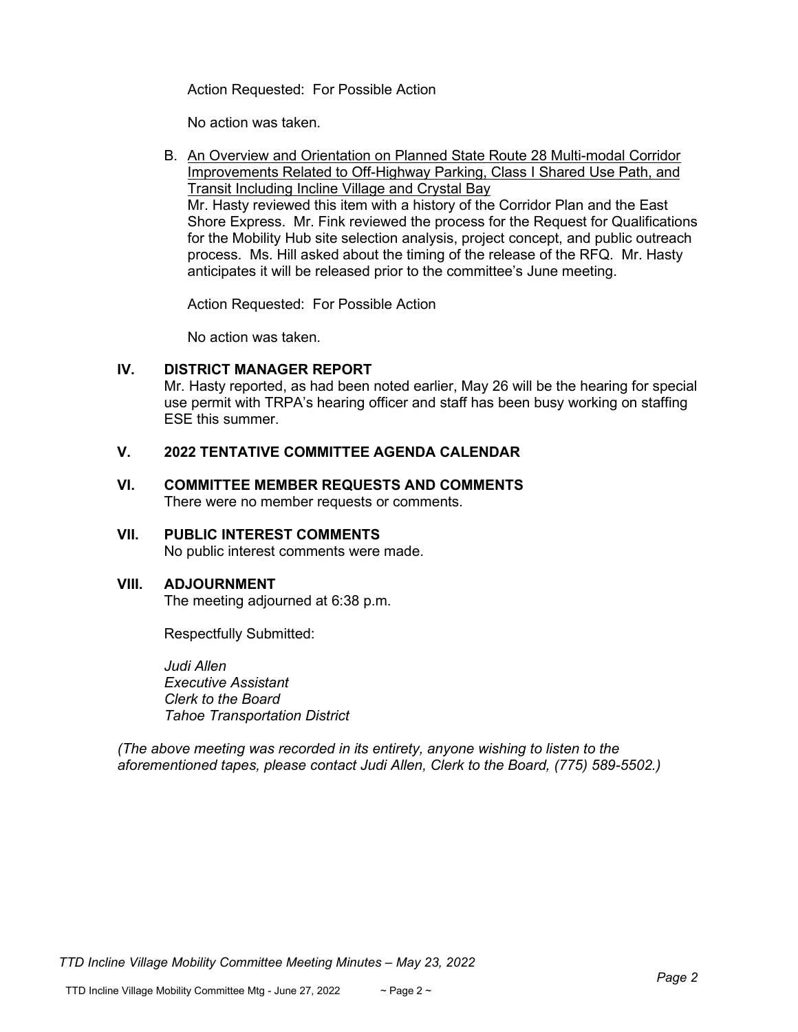Action Requested: For Possible Action

No action was taken.

B. <u>An Overview and Orientation on Planned State Route 28 Multi-modal Corridor Improvements Related to Off-Highway Parking, Class I Shared Use Path, and Transit Including Incline Village and Crystal Bay</u>
Mr. Hasty reviewed this item with a history of the Corridor Plan and the East Shore Express. Mr. Fink reviewed the process for the Request for Qualifications for the Mobility Hub site selection analysis, project concept, and public outreach process. Ms. Hill asked about the timing of the release of the RFQ. Mr. Hasty anticipates it will be released prior to the committee's June meeting.

Action Requested: For Possible Action

No action was taken.

## IV. DISTRICT MANAGER REPORT

Mr. Hasty reported, as had been noted earlier, May 26 will be the hearing for special use permit with TRPA's hearing officer and staff has been busy working on staffing ESE this summer.

## V. 2022 TENTATIVE COMMITTEE AGENDA CALENDAR

## VI. COMMITTEE MEMBER REQUESTS AND COMMENTS

There were no member requests or comments.

## VII. PUBLIC INTEREST COMMENTS

No public interest comments were made.

## VIII. ADJOURNMENT

The meeting adjourned at 6:38 p.m.

Respectfully Submitted:

*Judi Allen*
*Executive Assistant*
*Clerk to the Board*
*Tahoe Transportation District*

*(The above meeting was recorded in its entirety, anyone wishing to listen to the aforementioned tapes, please contact Judi Allen, Clerk to the Board, (775) 589-5502.)*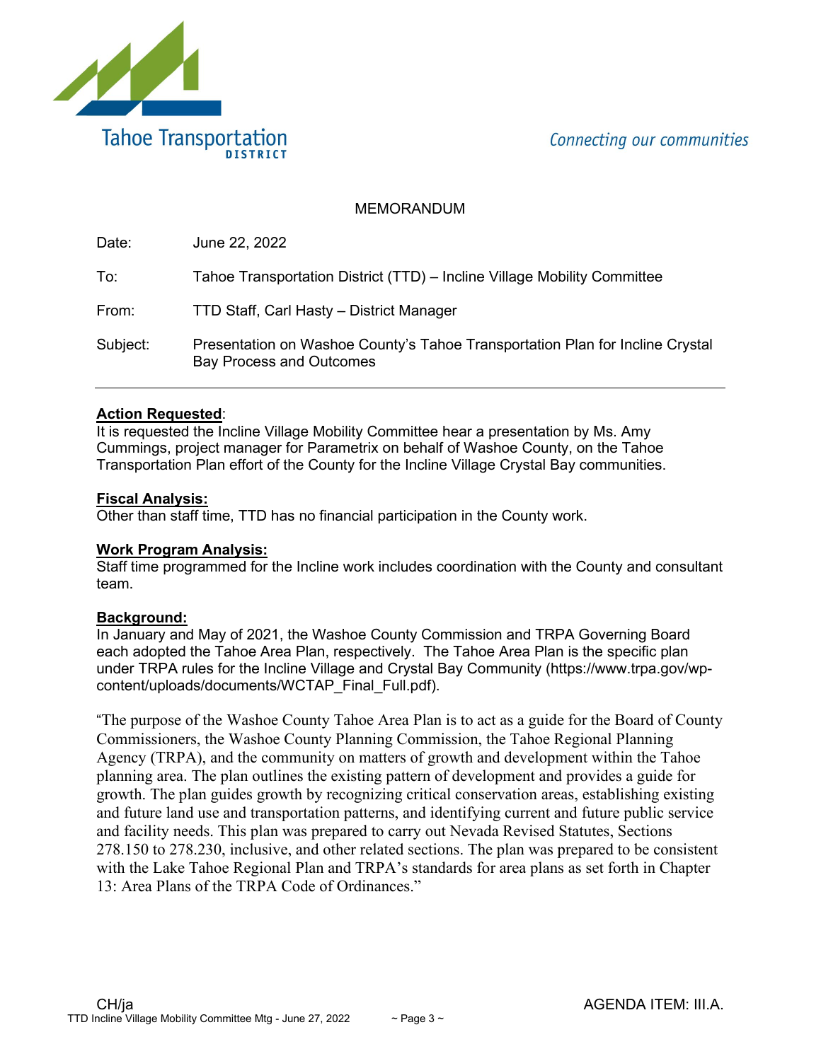Tahoe Transportation DISTRICT

*Connecting our communities*

MEMORANDUM

| | |
|---|---|
| Date: | June 22, 2022 |
| To: | Tahoe Transportation District (TTD) – Incline Village Mobility Committee |
| From: | TTD Staff, Carl Hasty – District Manager |
| Subject: | Presentation on Washoe County's Tahoe Transportation Plan for Incline Crystal Bay Process and Outcomes |

---

**Action Requested**:
It is requested the Incline Village Mobility Committee hear a presentation by Ms. Amy Cummings, project manager for Parametrix on behalf of Washoe County, on the Tahoe Transportation Plan effort of the County for the Incline Village Crystal Bay communities.

**Fiscal Analysis:**
Other than staff time, TTD has no financial participation in the County work.

**Work Program Analysis:**
Staff time programmed for the Incline work includes coordination with the County and consultant team.

**Background:**
In January and May of 2021, the Washoe County Commission and TRPA Governing Board each adopted the Tahoe Area Plan, respectively. The Tahoe Area Plan is the specific plan under TRPA rules for the Incline Village and Crystal Bay Community (https://www.trpa.gov/wp-content/uploads/documents/WCTAP_Final_Full.pdf).

"The purpose of the Washoe County Tahoe Area Plan is to act as a guide for the Board of County Commissioners, the Washoe County Planning Commission, the Tahoe Regional Planning Agency (TRPA), and the community on matters of growth and development within the Tahoe planning area. The plan outlines the existing pattern of development and provides a guide for growth. The plan guides growth by recognizing critical conservation areas, establishing existing and future land use and transportation patterns, and identifying current and future public service and facility needs. This plan was prepared to carry out Nevada Revised Statutes, Sections 278.150 to 278.230, inclusive, and other related sections. The plan was prepared to be consistent with the Lake Tahoe Regional Plan and TRPA's standards for area plans as set forth in Chapter 13: Area Plans of the TRPA Code of Ordinances."

CH/ja

AGENDA ITEM: III.A.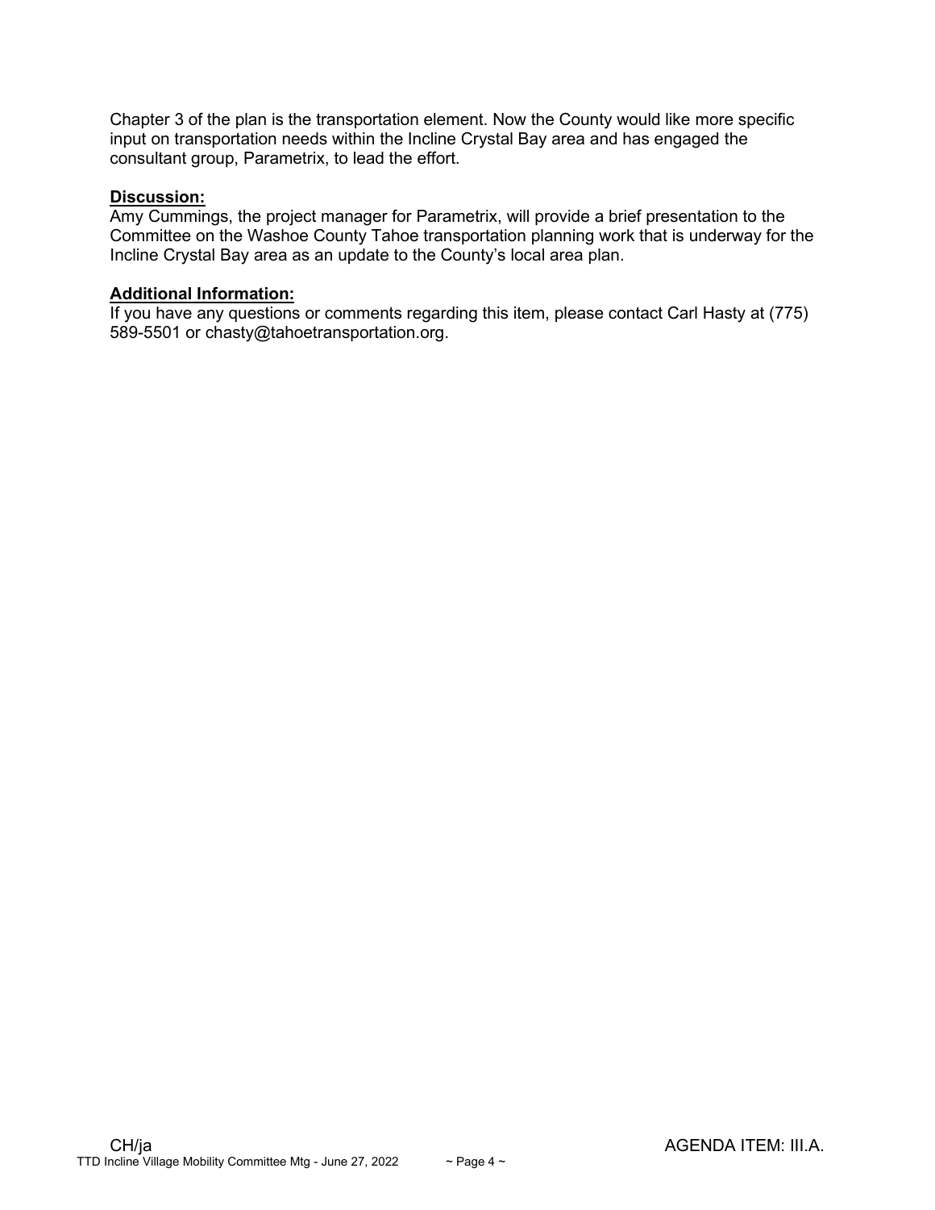Chapter 3 of the plan is the transportation element. Now the County would like more specific input on transportation needs within the Incline Crystal Bay area and has engaged the consultant group, Parametrix, to lead the effort.

**Discussion:**

Amy Cummings, the project manager for Parametrix, will provide a brief presentation to the Committee on the Washoe County Tahoe transportation planning work that is underway for the Incline Crystal Bay area as an update to the County's local area plan.

**Additional Information:**

If you have any questions or comments regarding this item, please contact Carl Hasty at (775) 589-5501 or chasty@tahoetransportation.org.

CH/ja

AGENDA ITEM: III.A.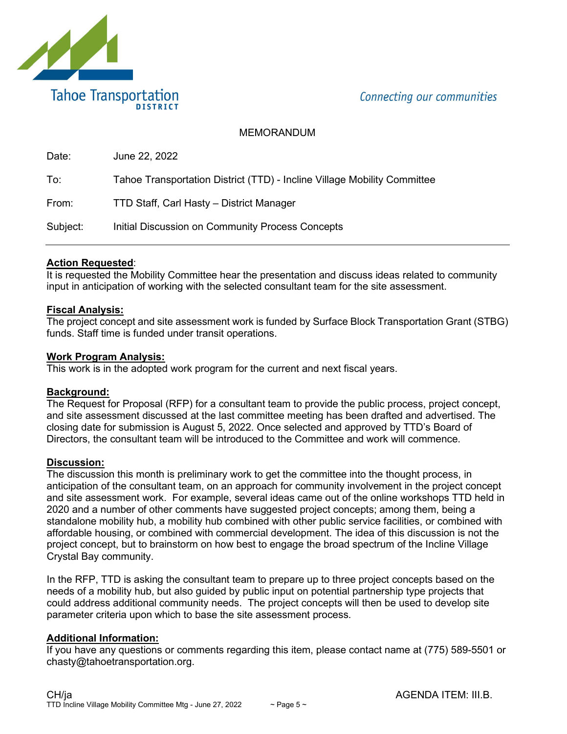Tahoe Transportation DISTRICT

*Connecting our communities*

MEMORANDUM

| | |
|---|---|
| Date: | June 22, 2022 |
| To: | Tahoe Transportation District (TTD) - Incline Village Mobility Committee |
| From: | TTD Staff, Carl Hasty – District Manager |
| Subject: | Initial Discussion on Community Process Concepts |

**Action Requested**:
It is requested the Mobility Committee hear the presentation and discuss ideas related to community input in anticipation of working with the selected consultant team for the site assessment.

**Fiscal Analysis:**
The project concept and site assessment work is funded by Surface Block Transportation Grant (STBG) funds. Staff time is funded under transit operations.

**Work Program Analysis:**
This work is in the adopted work program for the current and next fiscal years.

**Background:**
The Request for Proposal (RFP) for a consultant team to provide the public process, project concept, and site assessment discussed at the last committee meeting has been drafted and advertised. The closing date for submission is August 5, 2022. Once selected and approved by TTD's Board of Directors, the consultant team will be introduced to the Committee and work will commence.

**Discussion:**
The discussion this month is preliminary work to get the committee into the thought process, in anticipation of the consultant team, on an approach for community involvement in the project concept and site assessment work. For example, several ideas came out of the online workshops TTD held in 2020 and a number of other comments have suggested project concepts; among them, being a standalone mobility hub, a mobility hub combined with other public service facilities, or combined with affordable housing, or combined with commercial development. The idea of this discussion is not the project concept, but to brainstorm on how best to engage the broad spectrum of the Incline Village Crystal Bay community.

In the RFP, TTD is asking the consultant team to prepare up to three project concepts based on the needs of a mobility hub, but also guided by public input on potential partnership type projects that could address additional community needs. The project concepts will then be used to develop site parameter criteria upon which to base the site assessment process.

**Additional Information:**
If you have any questions or comments regarding this item, please contact name at (775) 589-5501 or chasty@tahoetransportation.org.

CH/ja

AGENDA ITEM: III.B.